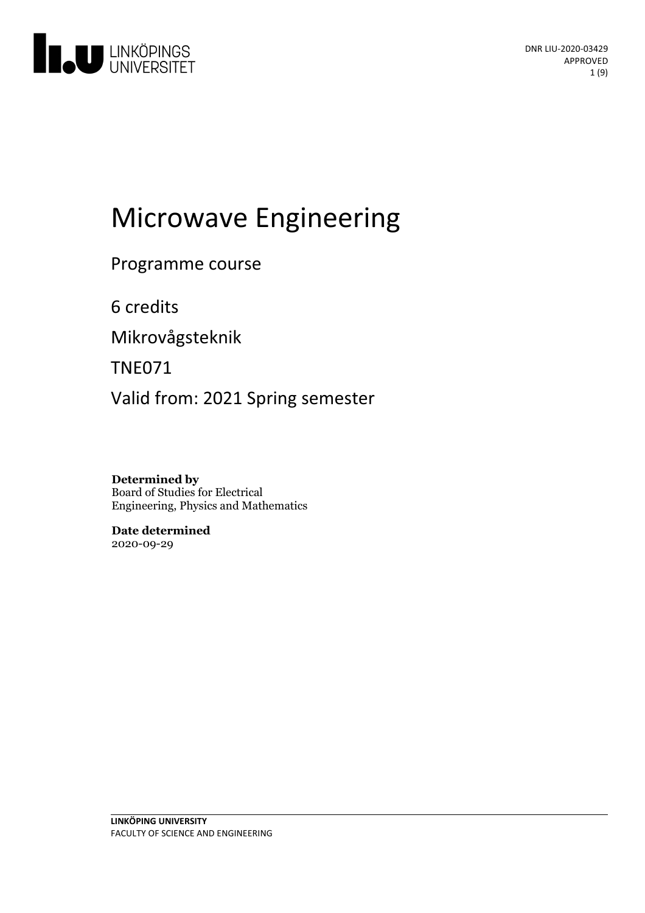DNR LIU-2020-03429
APPROVED

# Microwave Engineering

Programme course

6 credits

Mikrovågsteknik

TNE071

Valid from: 2021 Spring semester

**Determined by**
Board of Studies for Electrical Engineering, Physics and Mathematics

**Date determined**
2020-09-29

**LINKÖPING UNIVERSITY**
FACULTY OF SCIENCE AND ENGINEERING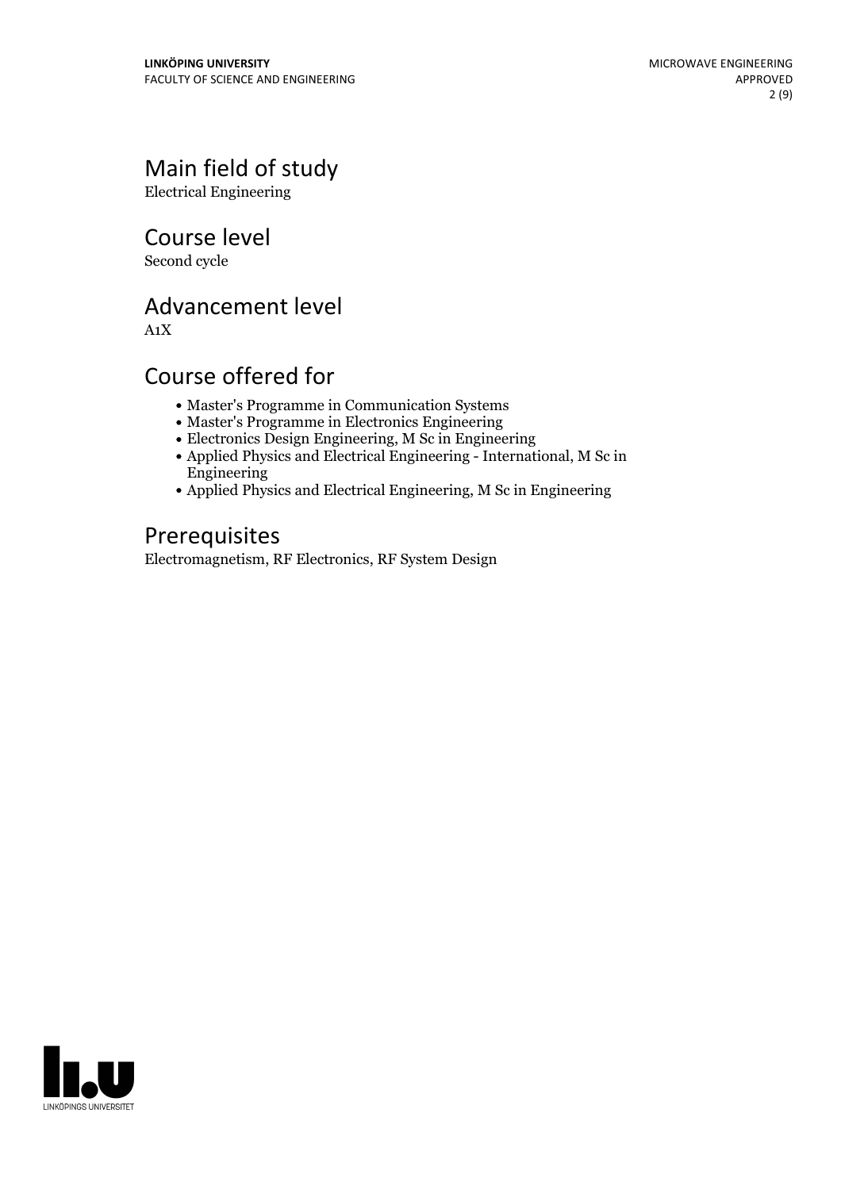## Main field of study

Electrical Engineering

## Course level

Second cycle

## Advancement level

A1X

## Course offered for

- Master's Programme in Communication Systems
- Master's Programme in Electronics Engineering
- Electronics Design Engineering, M Sc in Engineering
- Applied Physics and Electrical Engineering - International, M Sc in Engineering
- Applied Physics and Electrical Engineering, M Sc in Engineering

## Prerequisites

Electromagnetism, RF Electronics, RF System Design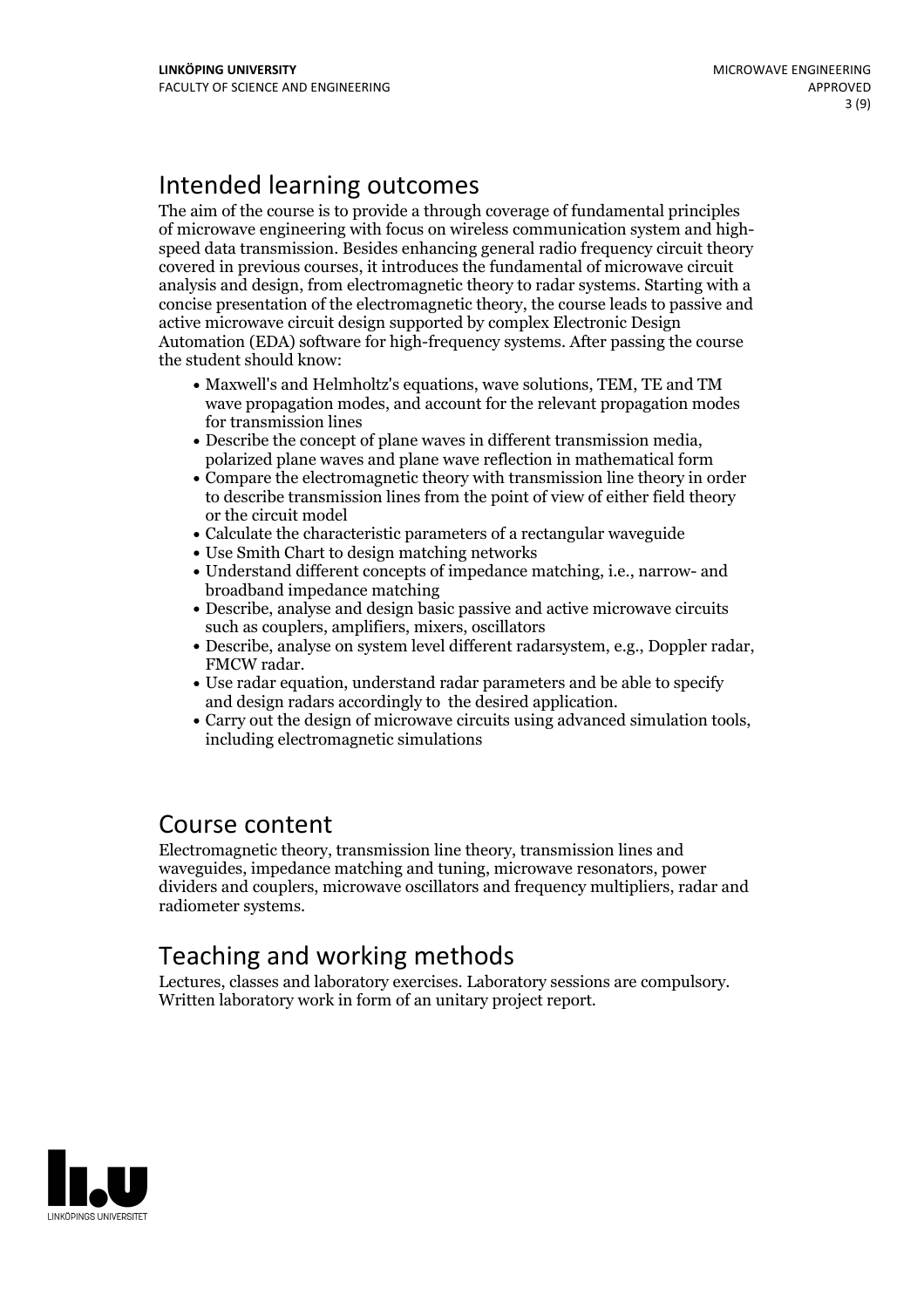# Intended learning outcomes

The aim of the course is to provide a through coverage of fundamental principles of microwave engineering with focus on wireless communication system and high-speed data transmission. Besides enhancing general radio frequency circuit theory covered in previous courses, it introduces the fundamental of microwave circuit analysis and design, from electromagnetic theory to radar systems. Starting with a concise presentation of the electromagnetic theory, the course leads to passive and active microwave circuit design supported by complex Electronic Design Automation (EDA) software for high-frequency systems. After passing the course the student should know:

- Maxwell's and Helmholtz's equations, wave solutions, TEM, TE and TM wave propagation modes, and account for the relevant propagation modes for transmission lines
- Describe the concept of plane waves in different transmission media, polarized plane waves and plane wave reflection in mathematical form
- Compare the electromagnetic theory with transmission line theory in order to describe transmission lines from the point of view of either field theory or the circuit model
- Calculate the characteristic parameters of a rectangular waveguide
- Use Smith Chart to design matching networks
- Understand different concepts of impedance matching, i.e., narrow- and broadband impedance matching
- Describe, analyse and design basic passive and active microwave circuits such as couplers, amplifiers, mixers, oscillators
- Describe, analyse on system level different radarsystem, e.g., Doppler radar, FMCW radar.
- Use radar equation, understand radar parameters and be able to specify and design radars accordingly to the desired application.
- Carry out the design of microwave circuits using advanced simulation tools, including electromagnetic simulations

# Course content

Electromagnetic theory, transmission line theory, transmission lines and waveguides, impedance matching and tuning, microwave resonators, power dividers and couplers, microwave oscillators and frequency multipliers, radar and radiometer systems.

# Teaching and working methods

Lectures, classes and laboratory exercises. Laboratory sessions are compulsory. Written laboratory work in form of an unitary project report.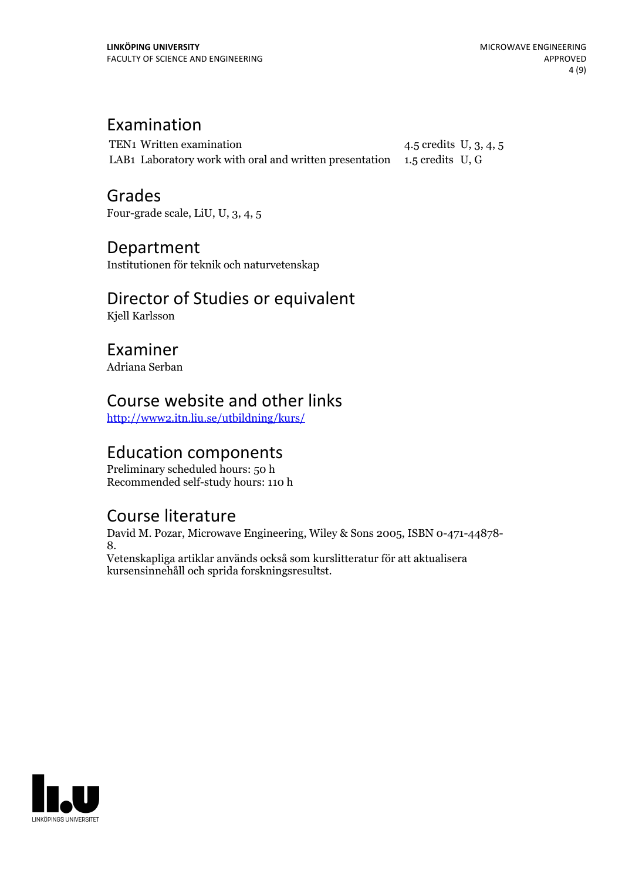## Examination

| | | | |
|---|---|---|---|
| TEN1 | Written examination | 4.5 credits | U, 3, 4, 5 |
| LAB1 | Laboratory work with oral and written presentation | 1.5 credits | U, G |

## Grades

Four-grade scale, LiU, U, 3, 4, 5

## Department

Institutionen för teknik och naturvetenskap

## Director of Studies or equivalent

Kjell Karlsson

## Examiner

Adriana Serban

## Course website and other links

http://www2.itn.liu.se/utbildning/kurs/

## Education components

Preliminary scheduled hours: 50 h
Recommended self-study hours: 110 h

## Course literature

David M. Pozar, Microwave Engineering, Wiley & Sons 2005, ISBN 0-471-44878-8.
Vetenskapliga artiklar används också som kurslitteratur för att aktualisera kursensinnehåll och sprida forskningsresultst.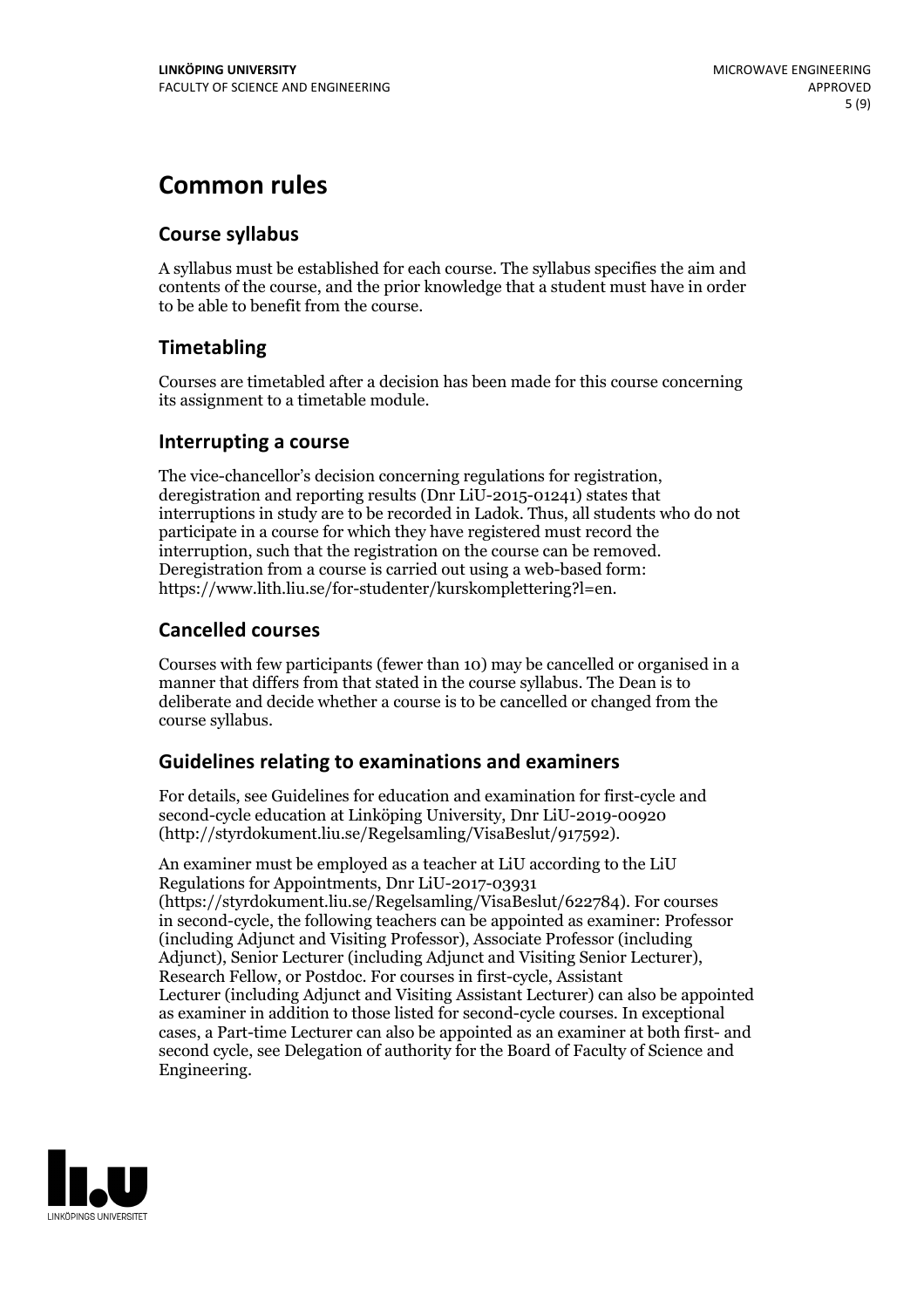# Common rules

## Course syllabus

A syllabus must be established for each course. The syllabus specifies the aim and contents of the course, and the prior knowledge that a student must have in order to be able to benefit from the course.

## Timetabling

Courses are timetabled after a decision has been made for this course concerning its assignment to a timetable module.

## Interrupting a course

The vice-chancellor's decision concerning regulations for registration, deregistration and reporting results (Dnr LiU-2015-01241) states that interruptions in study are to be recorded in Ladok. Thus, all students who do not participate in a course for which they have registered must record the interruption, such that the registration on the course can be removed. Deregistration from a course is carried out using a web-based form: https://www.lith.liu.se/for-studenter/kurskomplettering?l=en.

## Cancelled courses

Courses with few participants (fewer than 10) may be cancelled or organised in a manner that differs from that stated in the course syllabus. The Dean is to deliberate and decide whether a course is to be cancelled or changed from the course syllabus.

## Guidelines relating to examinations and examiners

For details, see Guidelines for education and examination for first-cycle and second-cycle education at Linköping University, Dnr LiU-2019-00920 (http://styrdokument.liu.se/Regelsamling/VisaBeslut/917592).

An examiner must be employed as a teacher at LiU according to the LiU Regulations for Appointments, Dnr LiU-2017-03931 (https://styrdokument.liu.se/Regelsamling/VisaBeslut/622784). For courses in second-cycle, the following teachers can be appointed as examiner: Professor (including Adjunct and Visiting Professor), Associate Professor (including Adjunct), Senior Lecturer (including Adjunct and Visiting Senior Lecturer), Research Fellow, or Postdoc. For courses in first-cycle, Assistant Lecturer (including Adjunct and Visiting Assistant Lecturer) can also be appointed as examiner in addition to those listed for second-cycle courses. In exceptional cases, a Part-time Lecturer can also be appointed as an examiner at both first- and second cycle, see Delegation of authority for the Board of Faculty of Science and Engineering.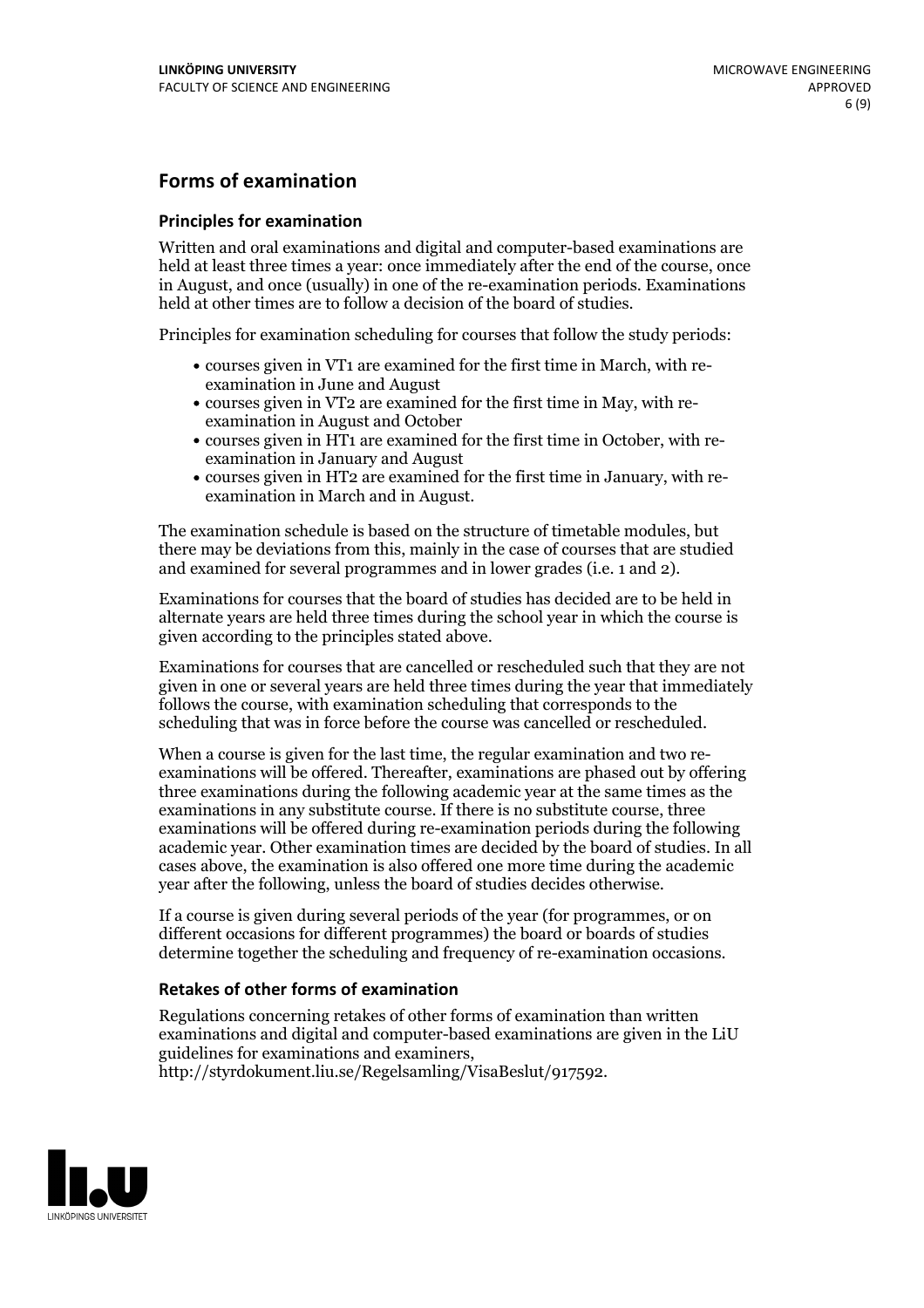## Forms of examination

### Principles for examination

Written and oral examinations and digital and computer-based examinations are held at least three times a year: once immediately after the end of the course, once in August, and once (usually) in one of the re-examination periods. Examinations held at other times are to follow a decision of the board of studies.

Principles for examination scheduling for courses that follow the study periods:

- courses given in VT1 are examined for the first time in March, with re-examination in June and August
- courses given in VT2 are examined for the first time in May, with re-examination in August and October
- courses given in HT1 are examined for the first time in October, with re-examination in January and August
- courses given in HT2 are examined for the first time in January, with re-examination in March and in August.

The examination schedule is based on the structure of timetable modules, but there may be deviations from this, mainly in the case of courses that are studied and examined for several programmes and in lower grades (i.e. 1 and 2).

Examinations for courses that the board of studies has decided are to be held in alternate years are held three times during the school year in which the course is given according to the principles stated above.

Examinations for courses that are cancelled or rescheduled such that they are not given in one or several years are held three times during the year that immediately follows the course, with examination scheduling that corresponds to the scheduling that was in force before the course was cancelled or rescheduled.

When a course is given for the last time, the regular examination and two re-examinations will be offered. Thereafter, examinations are phased out by offering three examinations during the following academic year at the same times as the examinations in any substitute course. If there is no substitute course, three examinations will be offered during re-examination periods during the following academic year. Other examination times are decided by the board of studies. In all cases above, the examination is also offered one more time during the academic year after the following, unless the board of studies decides otherwise.

If a course is given during several periods of the year (for programmes, or on different occasions for different programmes) the board or boards of studies determine together the scheduling and frequency of re-examination occasions.

### Retakes of other forms of examination

Regulations concerning retakes of other forms of examination than written examinations and digital and computer-based examinations are given in the LiU guidelines for examinations and examiners, http://styrdokument.liu.se/Regelsamling/VisaBeslut/917592.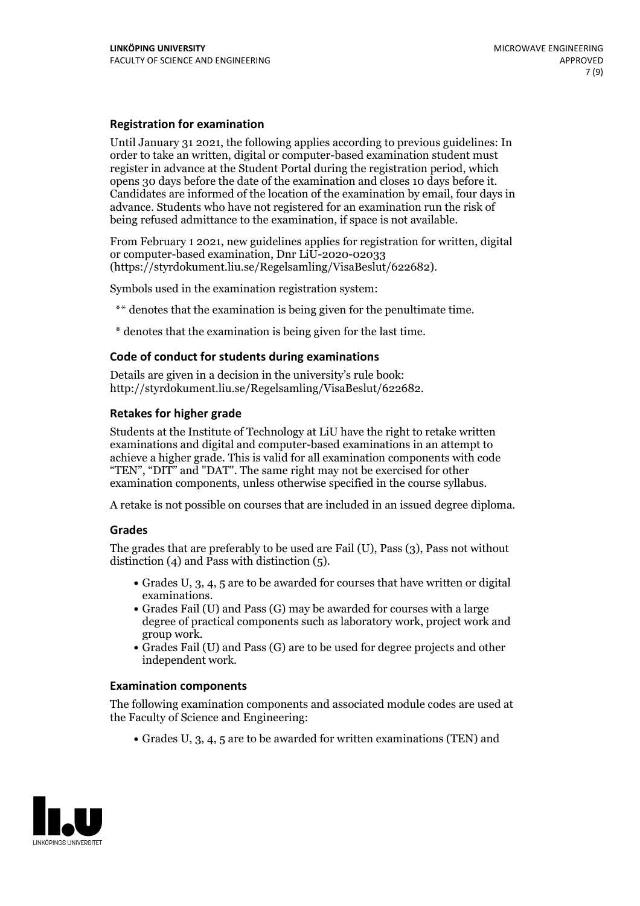### Registration for examination

Until January 31 2021, the following applies according to previous guidelines: In order to take an written, digital or computer-based examination student must register in advance at the Student Portal during the registration period, which opens 30 days before the date of the examination and closes 10 days before it. Candidates are informed of the location of the examination by email, four days in advance. Students who have not registered for an examination run the risk of being refused admittance to the examination, if space is not available.

From February 1 2021, new guidelines applies for registration for written, digital or computer-based examination, Dnr LiU-2020-02033 (https://styrdokument.liu.se/Regelsamling/VisaBeslut/622682).

Symbols used in the examination registration system:

** denotes that the examination is being given for the penultimate time.

* denotes that the examination is being given for the last time.

### Code of conduct for students during examinations

Details are given in a decision in the university's rule book: http://styrdokument.liu.se/Regelsamling/VisaBeslut/622682.

### Retakes for higher grade

Students at the Institute of Technology at LiU have the right to retake written examinations and digital and computer-based examinations in an attempt to achieve a higher grade. This is valid for all examination components with code "TEN", "DIT" and "DAT". The same right may not be exercised for other examination components, unless otherwise specified in the course syllabus.

A retake is not possible on courses that are included in an issued degree diploma.

### Grades

The grades that are preferably to be used are Fail (U), Pass (3), Pass not without distinction (4) and Pass with distinction (5).

- Grades U, 3, 4, 5 are to be awarded for courses that have written or digital examinations.
- Grades Fail (U) and Pass (G) may be awarded for courses with a large degree of practical components such as laboratory work, project work and group work.
- Grades Fail (U) and Pass (G) are to be used for degree projects and other independent work.

### Examination components

The following examination components and associated module codes are used at the Faculty of Science and Engineering:

- Grades U, 3, 4, 5 are to be awarded for written examinations (TEN) and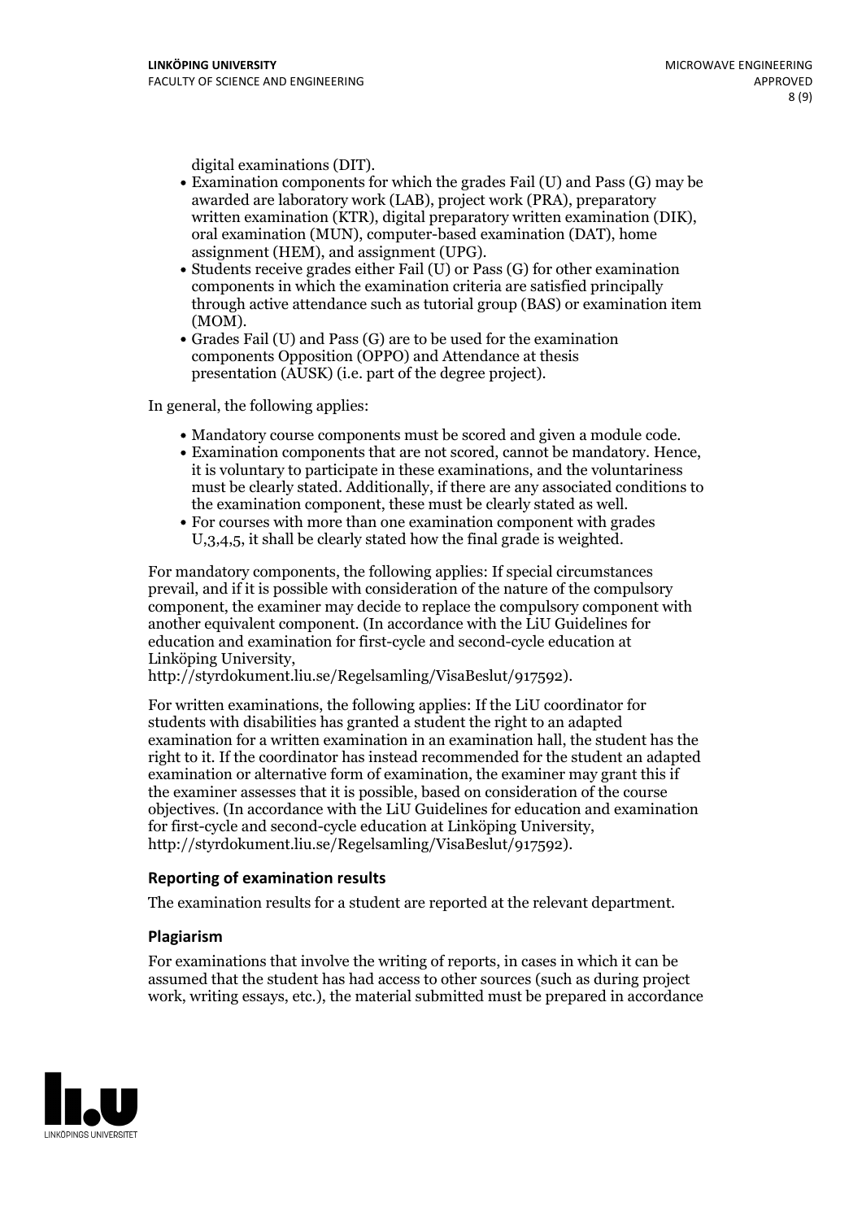digital examinations (DIT).

- Examination components for which the grades Fail (U) and Pass (G) may be awarded are laboratory work (LAB), project work (PRA), preparatory written examination (KTR), digital preparatory written examination (DIK), oral examination (MUN), computer-based examination (DAT), home assignment (HEM), and assignment (UPG).
- Students receive grades either Fail (U) or Pass (G) for other examination components in which the examination criteria are satisfied principally through active attendance such as tutorial group (BAS) or examination item (MOM).
- Grades Fail (U) and Pass (G) are to be used for the examination components Opposition (OPPO) and Attendance at thesis presentation (AUSK) (i.e. part of the degree project).

In general, the following applies:

- Mandatory course components must be scored and given a module code.
- Examination components that are not scored, cannot be mandatory. Hence, it is voluntary to participate in these examinations, and the voluntariness must be clearly stated. Additionally, if there are any associated conditions to the examination component, these must be clearly stated as well.
- For courses with more than one examination component with grades U,3,4,5, it shall be clearly stated how the final grade is weighted.

For mandatory components, the following applies: If special circumstances prevail, and if it is possible with consideration of the nature of the compulsory component, the examiner may decide to replace the compulsory component with another equivalent component. (In accordance with the LiU Guidelines for education and examination for first-cycle and second-cycle education at Linköping University, http://styrdokument.liu.se/Regelsamling/VisaBeslut/917592).

For written examinations, the following applies: If the LiU coordinator for students with disabilities has granted a student the right to an adapted examination for a written examination in an examination hall, the student has the right to it. If the coordinator has instead recommended for the student an adapted examination or alternative form of examination, the examiner may grant this if the examiner assesses that it is possible, based on consideration of the course objectives. (In accordance with the LiU Guidelines for education and examination for first-cycle and second-cycle education at Linköping University, http://styrdokument.liu.se/Regelsamling/VisaBeslut/917592).

## Reporting of examination results

The examination results for a student are reported at the relevant department.

## Plagiarism

For examinations that involve the writing of reports, in cases in which it can be assumed that the student has had access to other sources (such as during project work, writing essays, etc.), the material submitted must be prepared in accordance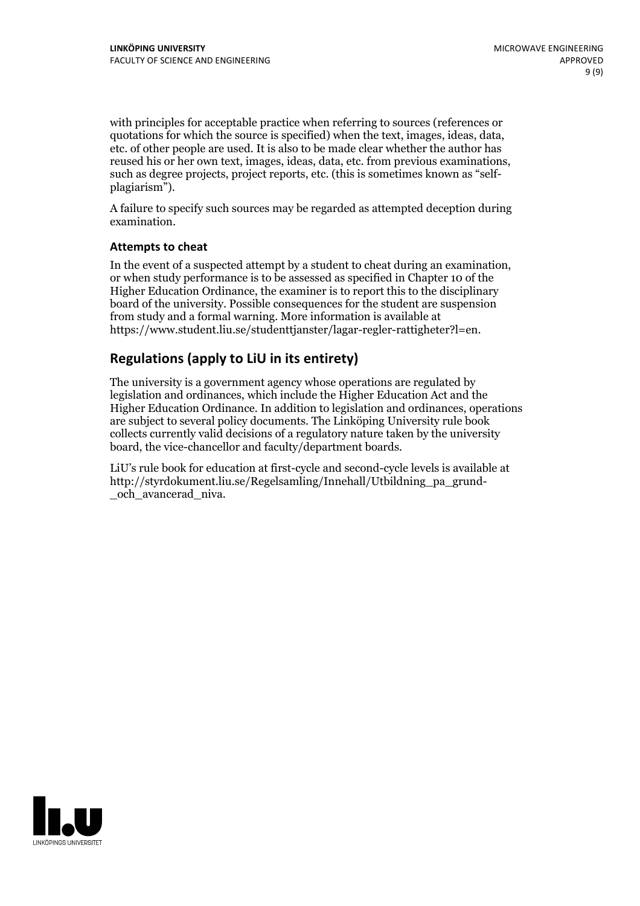with principles for acceptable practice when referring to sources (references or quotations for which the source is specified) when the text, images, ideas, data, etc. of other people are used. It is also to be made clear whether the author has reused his or her own text, images, ideas, data, etc. from previous examinations, such as degree projects, project reports, etc. (this is sometimes known as "self-plagiarism").

A failure to specify such sources may be regarded as attempted deception during examination.

### Attempts to cheat

In the event of a suspected attempt by a student to cheat during an examination, or when study performance is to be assessed as specified in Chapter 10 of the Higher Education Ordinance, the examiner is to report this to the disciplinary board of the university. Possible consequences for the student are suspension from study and a formal warning. More information is available at https://www.student.liu.se/studenttjanster/lagar-regler-rattigheter?l=en.

## Regulations (apply to LiU in its entirety)

The university is a government agency whose operations are regulated by legislation and ordinances, which include the Higher Education Act and the Higher Education Ordinance. In addition to legislation and ordinances, operations are subject to several policy documents. The Linköping University rule book collects currently valid decisions of a regulatory nature taken by the university board, the vice-chancellor and faculty/department boards.

LiU's rule book for education at first-cycle and second-cycle levels is available at http://styrdokument.liu.se/Regelsamling/Innehall/Utbildning_pa_grund-_och_avancerad_niva.